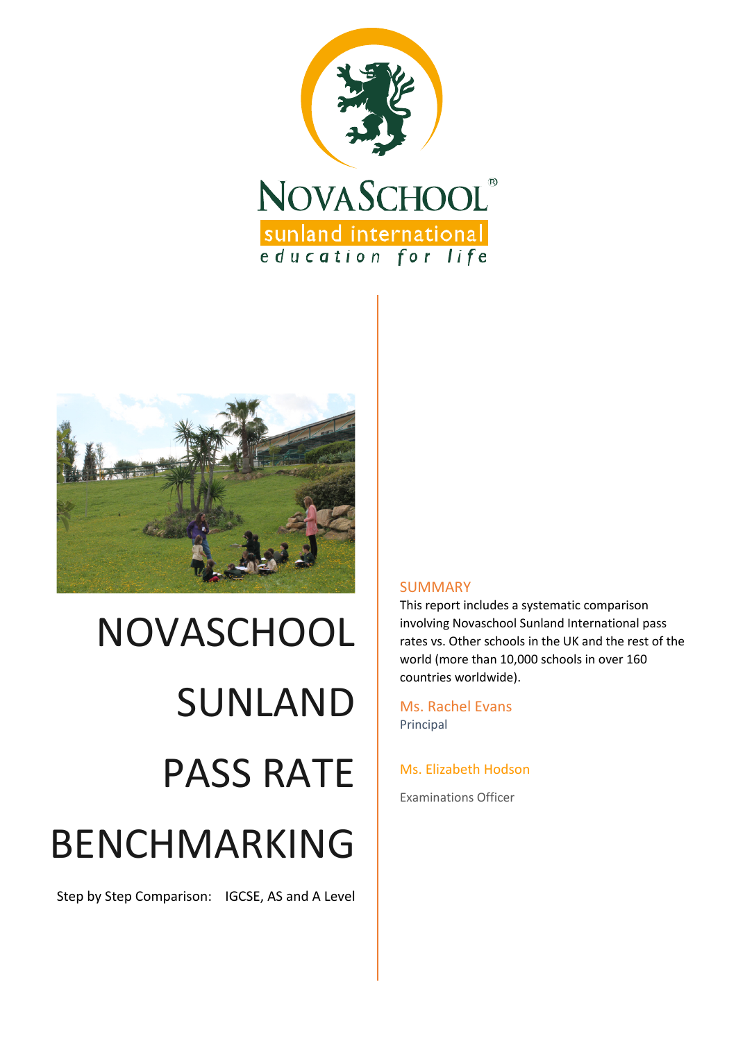NOVASCHOOL

sunland international

education for life

# NOVASCHOOL SUNLAND PASS RATE BENCHMARKING

Step by Step Comparison: IGCSE, AS and A Level

## SUMMARY

This report includes a systematic comparison involving Novaschool Sunland International pass rates vs. Other schools in the UK and the rest of the world (more than 10,000 schools in over 160 countries worldwide).

Ms. Rachel Evans
Principal

Ms. Elizabeth Hodson
Examinations Officer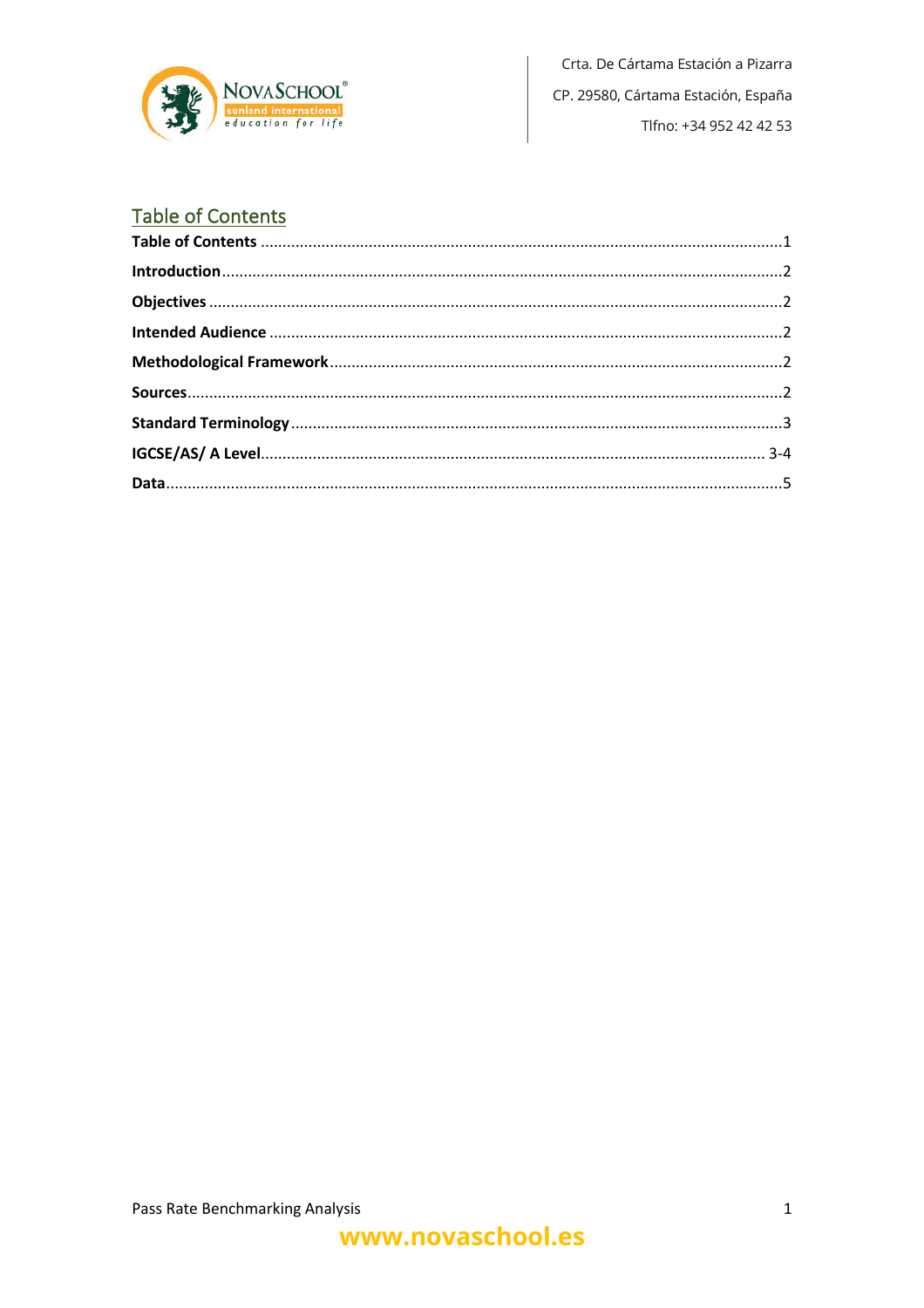## Table of Contents

| | |
|---|---|
| **Table of Contents** | 1 |
| **Introduction** | 2 |
| **Objectives** | 2 |
| **Intended Audience** | 2 |
| **Methodological Framework** | 2 |
| **Sources** | 2 |
| **Standard Terminology** | 3 |
| **IGCSE/AS/ A Level** | 3-4 |
| **Data** | 5 |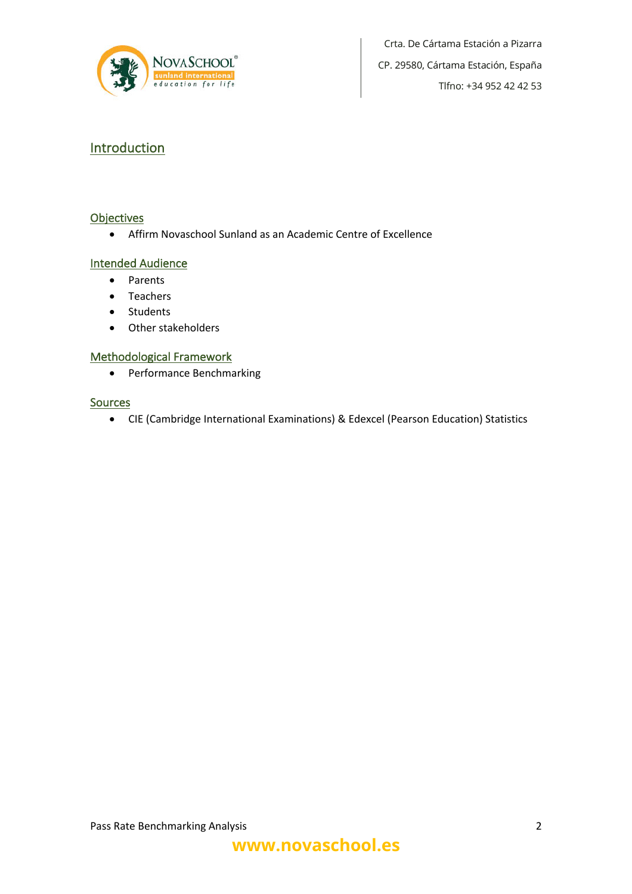# Introduction

## Objectives

- Affirm Novaschool Sunland as an Academic Centre of Excellence

## Intended Audience

- Parents
- Teachers
- Students
- Other stakeholders

## Methodological Framework

- Performance Benchmarking

## Sources

- CIE (Cambridge International Examinations) & Edexcel (Pearson Education) Statistics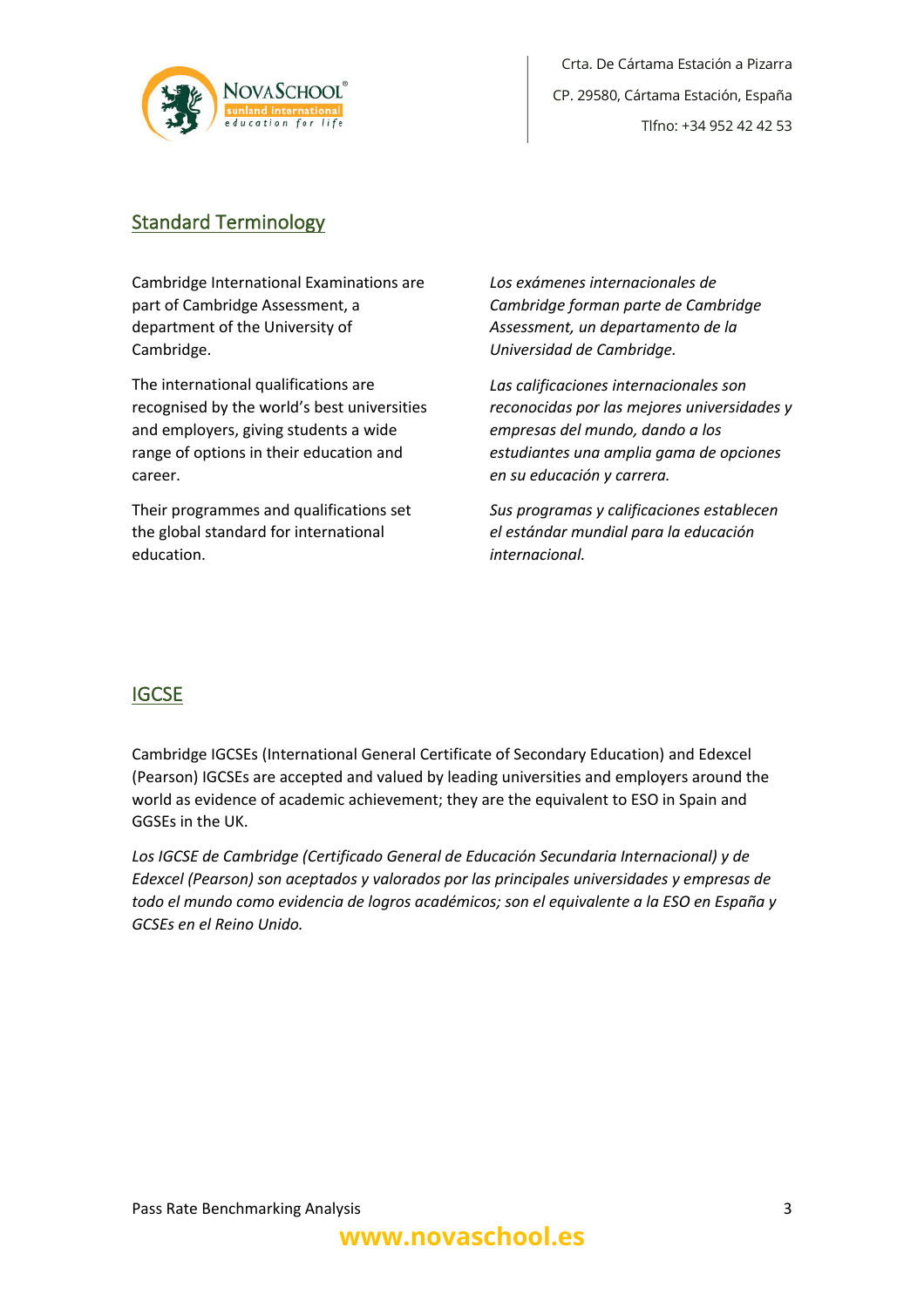## Standard Terminology

Cambridge International Examinations are part of Cambridge Assessment, a department of the University of Cambridge.

The international qualifications are recognised by the world's best universities and employers, giving students a wide range of options in their education and career.

Their programmes and qualifications set the global standard for international education.

*Los exámenes internacionales de Cambridge forman parte de Cambridge Assessment, un departamento de la Universidad de Cambridge.*

*Las calificaciones internacionales son reconocidas por las mejores universidades y empresas del mundo, dando a los estudiantes una amplia gama de opciones en su educación y carrera.*

*Sus programas y calificaciones establecen el estándar mundial para la educación internacional.*

## IGCSE

Cambridge IGCSEs (International General Certificate of Secondary Education) and Edexcel (Pearson) IGCSEs are accepted and valued by leading universities and employers around the world as evidence of academic achievement; they are the equivalent to ESO in Spain and GGSEs in the UK.

*Los IGCSE de Cambridge (Certificado General de Educación Secundaria Internacional) y de Edexcel (Pearson) son aceptados y valorados por las principales universidades y empresas de todo el mundo como evidencia de logros académicos; son el equivalente a la ESO en España y GCSEs en el Reino Unido.*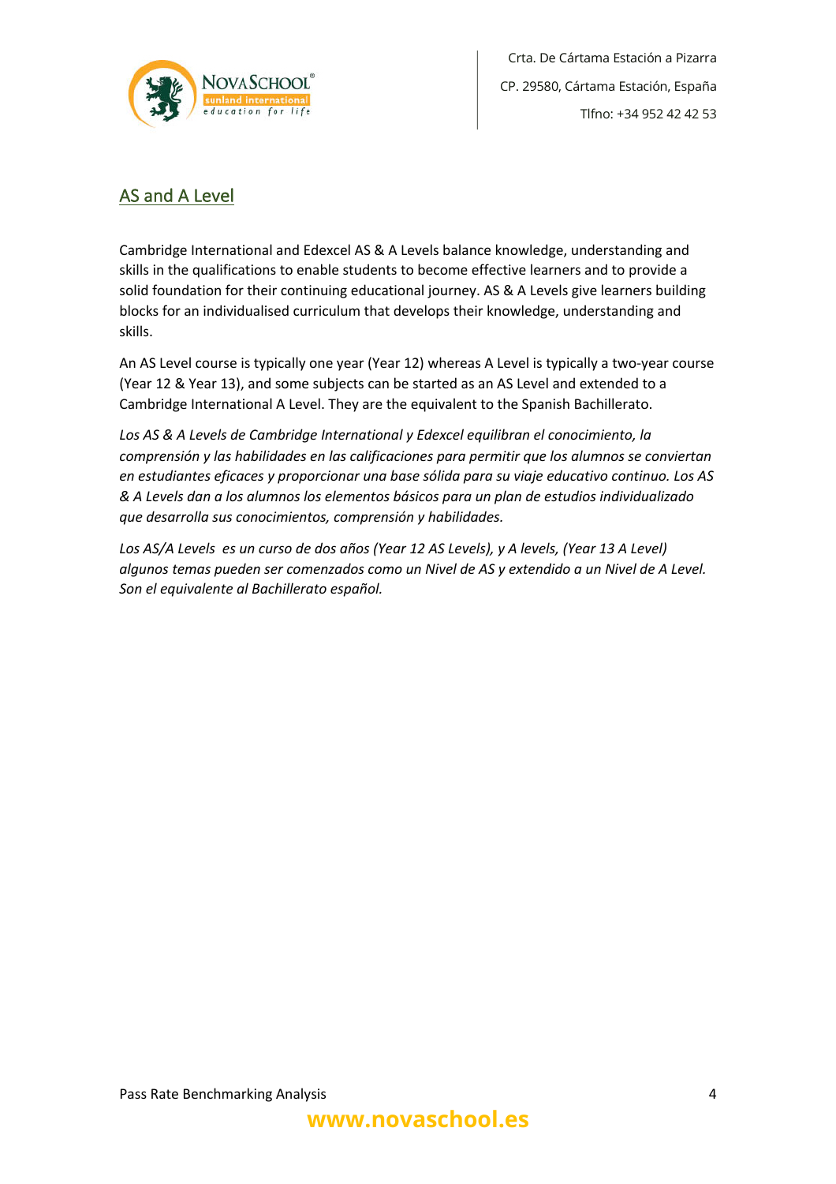## AS and A Level

Cambridge International and Edexcel AS & A Levels balance knowledge, understanding and skills in the qualifications to enable students to become effective learners and to provide a solid foundation for their continuing educational journey. AS & A Levels give learners building blocks for an individualised curriculum that develops their knowledge, understanding and skills.

An AS Level course is typically one year (Year 12) whereas A Level is typically a two-year course (Year 12 & Year 13), and some subjects can be started as an AS Level and extended to a Cambridge International A Level. They are the equivalent to the Spanish Bachillerato.

*Los AS & A Levels de Cambridge International y Edexcel equilibran el conocimiento, la comprensión y las habilidades en las calificaciones para permitir que los alumnos se conviertan en estudiantes eficaces y proporcionar una base sólida para su viaje educativo continuo. Los AS & A Levels dan a los alumnos los elementos básicos para un plan de estudios individualizado que desarrolla sus conocimientos, comprensión y habilidades.*

*Los AS/A Levels es un curso de dos años (Year 12 AS Levels), y A levels, (Year 13 A Level) algunos temas pueden ser comenzados como un Nivel de AS y extendido a un Nivel de A Level. Son el equivalente al Bachillerato español.*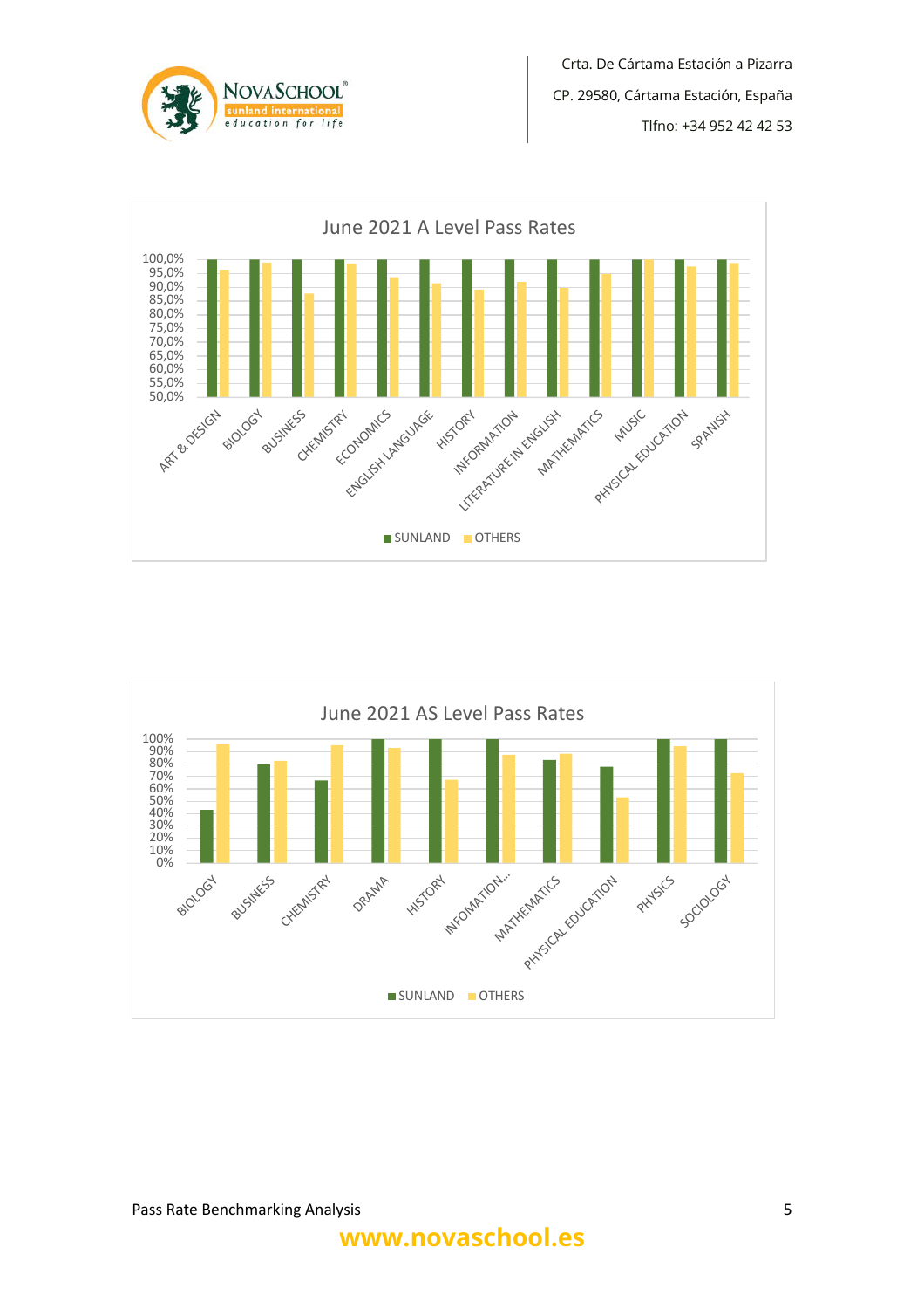Crta. De Cártama Estación a Pizarra

CP. 29580, Cártama Estación, España

Tlfno: +34 952 42 42 53

June 2021 A Level Pass Rates

June 2021 AS Level Pass Rates

www.novaschool.es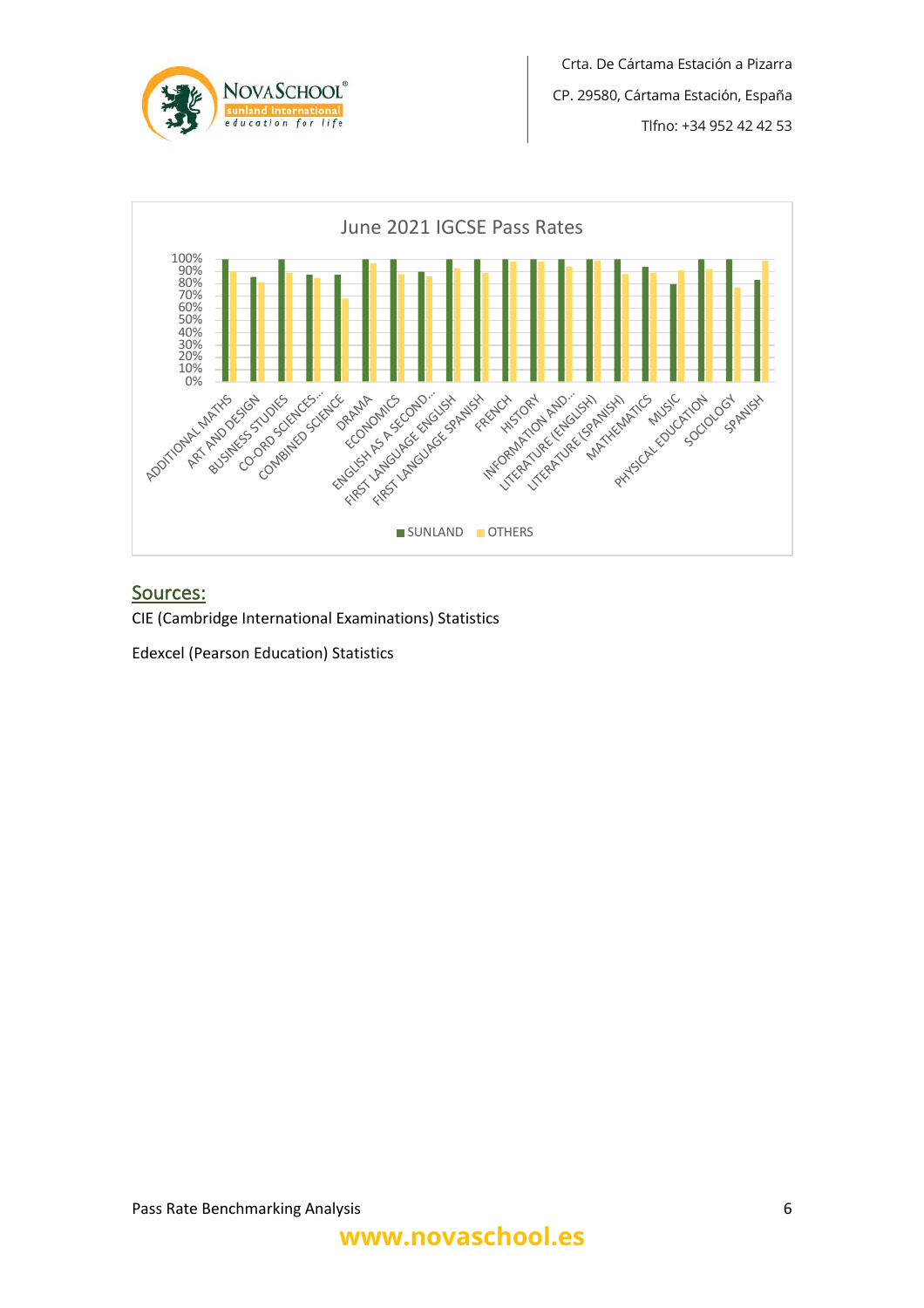June 2021 IGCSE Pass Rates

100%
90%
80%
70%
60%
50%
40%
30%
20%
10%
0%

ADDITIONAL MATHS
ART AND DESIGN
BUSINESS STUDIES
CO-ORD SCIENCES...
COMBINED SCIENCE
DRAMA
ECONOMICS
ENGLISH AS A SECOND...
FIRST LANGUAGE ENGLISH
FIRST LANGUAGE SPANISH
FRENCH
HISTORY
INFORMATION AND...
LITERATURE (ENGLISH)
LITERATURE (SPANISH)
MATHEMATICS
MUSIC
PHYSICAL EDUCATION
SOCIOLOGY
SPANISH

SUNLAND OTHERS

## Sources:

CIE (Cambridge International Examinations) Statistics

Edexcel (Pearson Education) Statistics